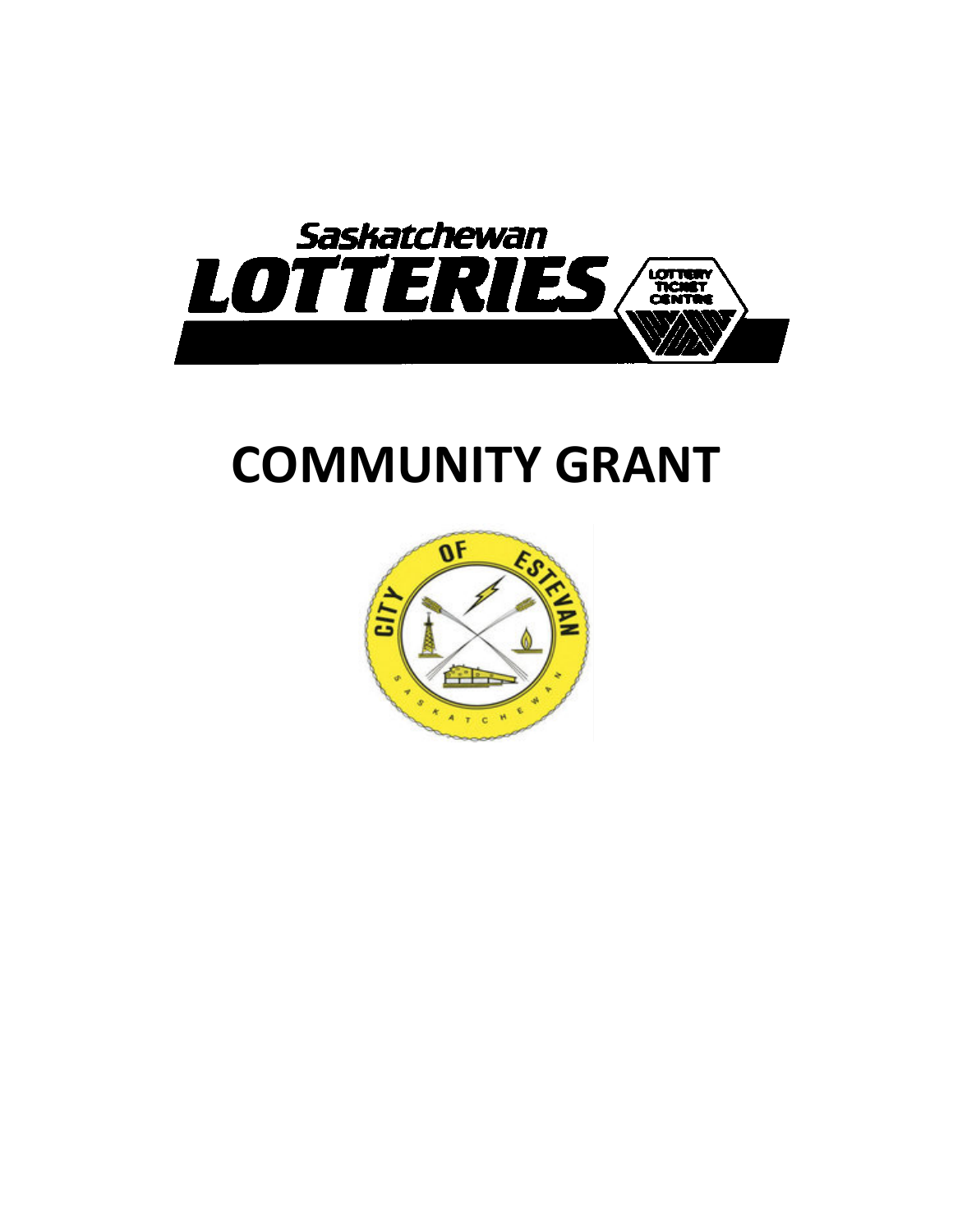# COMMUNITY GRANT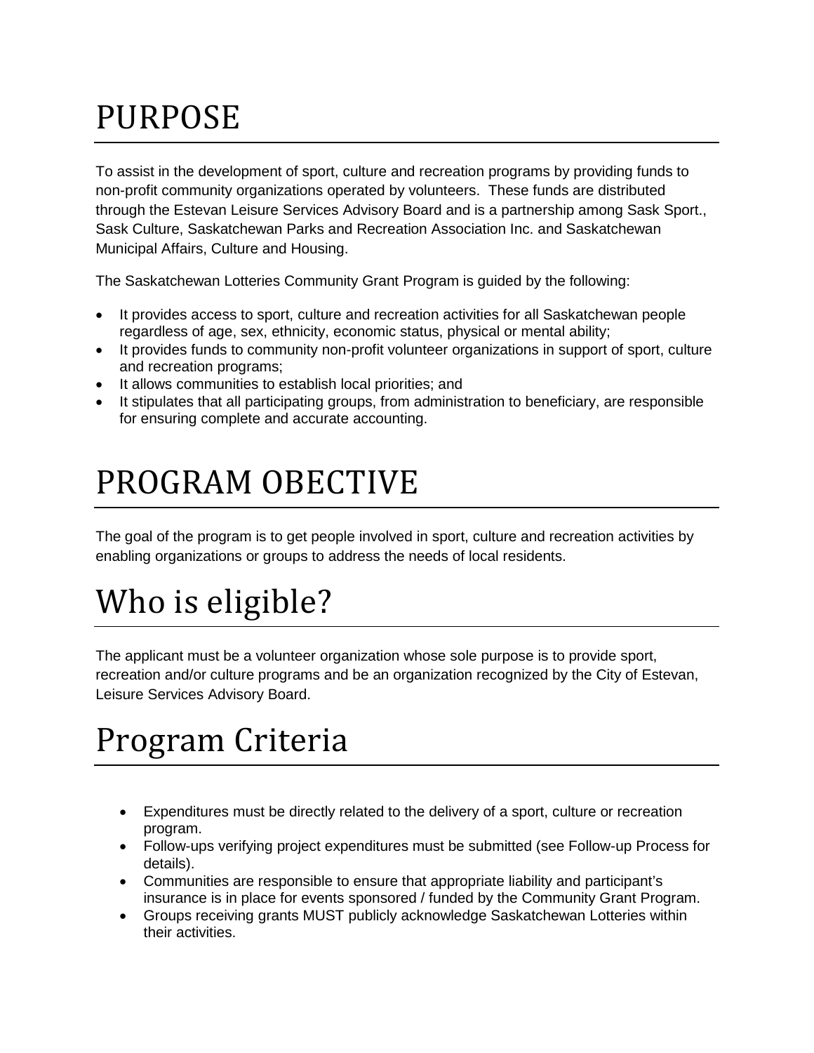# PURPOSE

To assist in the development of sport, culture and recreation programs by providing funds to non-profit community organizations operated by volunteers.  These funds are distributed through the Estevan Leisure Services Advisory Board and is a partnership among Sask Sport., Sask Culture, Saskatchewan Parks and Recreation Association Inc. and Saskatchewan Municipal Affairs, Culture and Housing.

The Saskatchewan Lotteries Community Grant Program is guided by the following:

- It provides access to sport, culture and recreation activities for all Saskatchewan people regardless of age, sex, ethnicity, economic status, physical or mental ability;
- It provides funds to community non-profit volunteer organizations in support of sport, culture and recreation programs;
- It allows communities to establish local priorities; and
- It stipulates that all participating groups, from administration to beneficiary, are responsible for ensuring complete and accurate accounting.

# PROGRAM OBECTIVE

The goal of the program is to get people involved in sport, culture and recreation activities by enabling organizations or groups to address the needs of local residents.

# Who is eligible?

The applicant must be a volunteer organization whose sole purpose is to provide sport, recreation and/or culture programs and be an organization recognized by the City of Estevan, Leisure Services Advisory Board.

# Program Criteria

- Expenditures must be directly related to the delivery of a sport, culture or recreation program.
- Follow-ups verifying project expenditures must be submitted (see Follow-up Process for details).
- Communities are responsible to ensure that appropriate liability and participant's insurance is in place for events sponsored / funded by the Community Grant Program.
- Groups receiving grants MUST publicly acknowledge Saskatchewan Lotteries within their activities.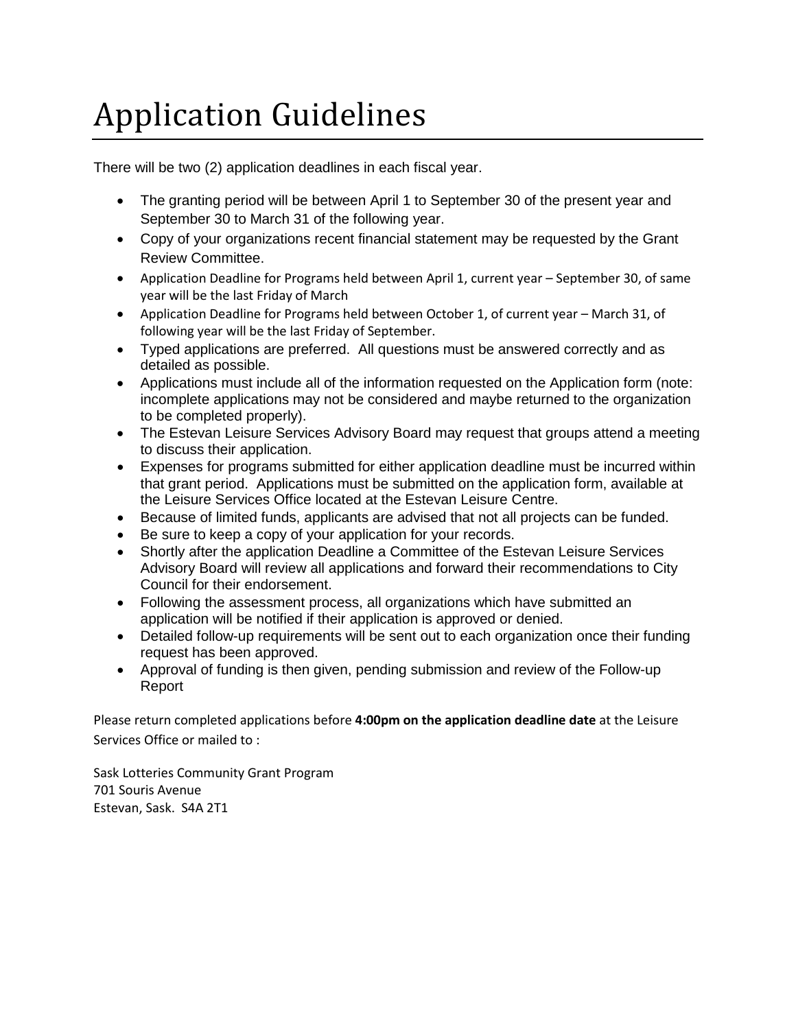# Application Guidelines

There will be two (2) application deadlines in each fiscal year.

- The granting period will be between April 1 to September 30 of the present year and September 30 to March 31 of the following year.
- Copy of your organizations recent financial statement may be requested by the Grant Review Committee.
- Application Deadline for Programs held between April 1, current year – September 30, of same year will be the last Friday of March
- Application Deadline for Programs held between October 1, of current year – March 31, of following year will be the last Friday of September.
- Typed applications are preferred. All questions must be answered correctly and as detailed as possible.
- Applications must include all of the information requested on the Application form (note: incomplete applications may not be considered and maybe returned to the organization to be completed properly).
- The Estevan Leisure Services Advisory Board may request that groups attend a meeting to discuss their application.
- Expenses for programs submitted for either application deadline must be incurred within that grant period. Applications must be submitted on the application form, available at the Leisure Services Office located at the Estevan Leisure Centre.
- Because of limited funds, applicants are advised that not all projects can be funded.
- Be sure to keep a copy of your application for your records.
- Shortly after the application Deadline a Committee of the Estevan Leisure Services Advisory Board will review all applications and forward their recommendations to City Council for their endorsement.
- Following the assessment process, all organizations which have submitted an application will be notified if their application is approved or denied.
- Detailed follow-up requirements will be sent out to each organization once their funding request has been approved.
- Approval of funding is then given, pending submission and review of the Follow-up Report

Please return completed applications before **4:00pm on the application deadline date** at the Leisure Services Office or mailed to :

Sask Lotteries Community Grant Program
701 Souris Avenue
Estevan, Sask. S4A 2T1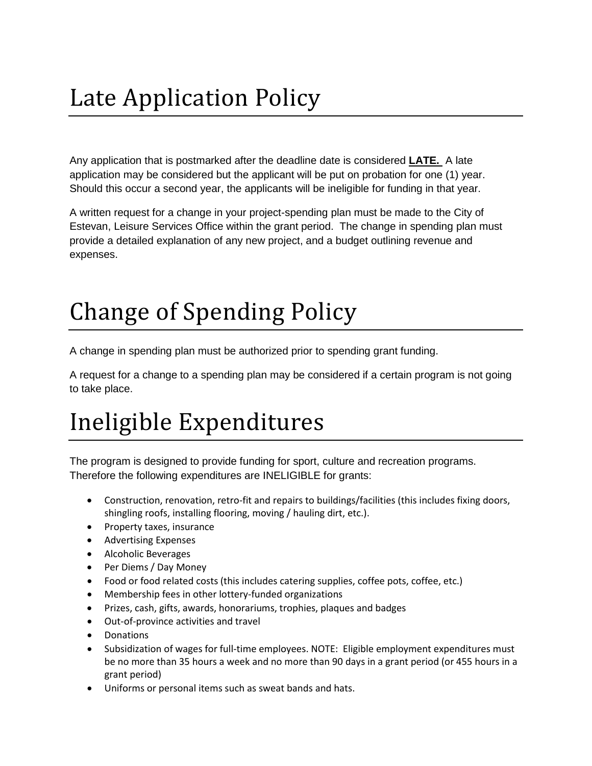# Late Application Policy

Any application that is postmarked after the deadline date is considered **LATE.** A late application may be considered but the applicant will be put on probation for one (1) year. Should this occur a second year, the applicants will be ineligible for funding in that year.

A written request for a change in your project-spending plan must be made to the City of Estevan, Leisure Services Office within the grant period. The change in spending plan must provide a detailed explanation of any new project, and a budget outlining revenue and expenses.

# Change of Spending Policy

A change in spending plan must be authorized prior to spending grant funding.

A request for a change to a spending plan may be considered if a certain program is not going to take place.

# Ineligible Expenditures

The program is designed to provide funding for sport, culture and recreation programs. Therefore the following expenditures are INELIGIBLE for grants:

- Construction, renovation, retro-fit and repairs to buildings/facilities (this includes fixing doors, shingling roofs, installing flooring, moving / hauling dirt, etc.).
- Property taxes, insurance
- Advertising Expenses
- Alcoholic Beverages
- Per Diems / Day Money
- Food or food related costs (this includes catering supplies, coffee pots, coffee, etc.)
- Membership fees in other lottery-funded organizations
- Prizes, cash, gifts, awards, honorariums, trophies, plaques and badges
- Out-of-province activities and travel
- Donations
- Subsidization of wages for full-time employees. NOTE: Eligible employment expenditures must be no more than 35 hours a week and no more than 90 days in a grant period (or 455 hours in a grant period)
- Uniforms or personal items such as sweat bands and hats.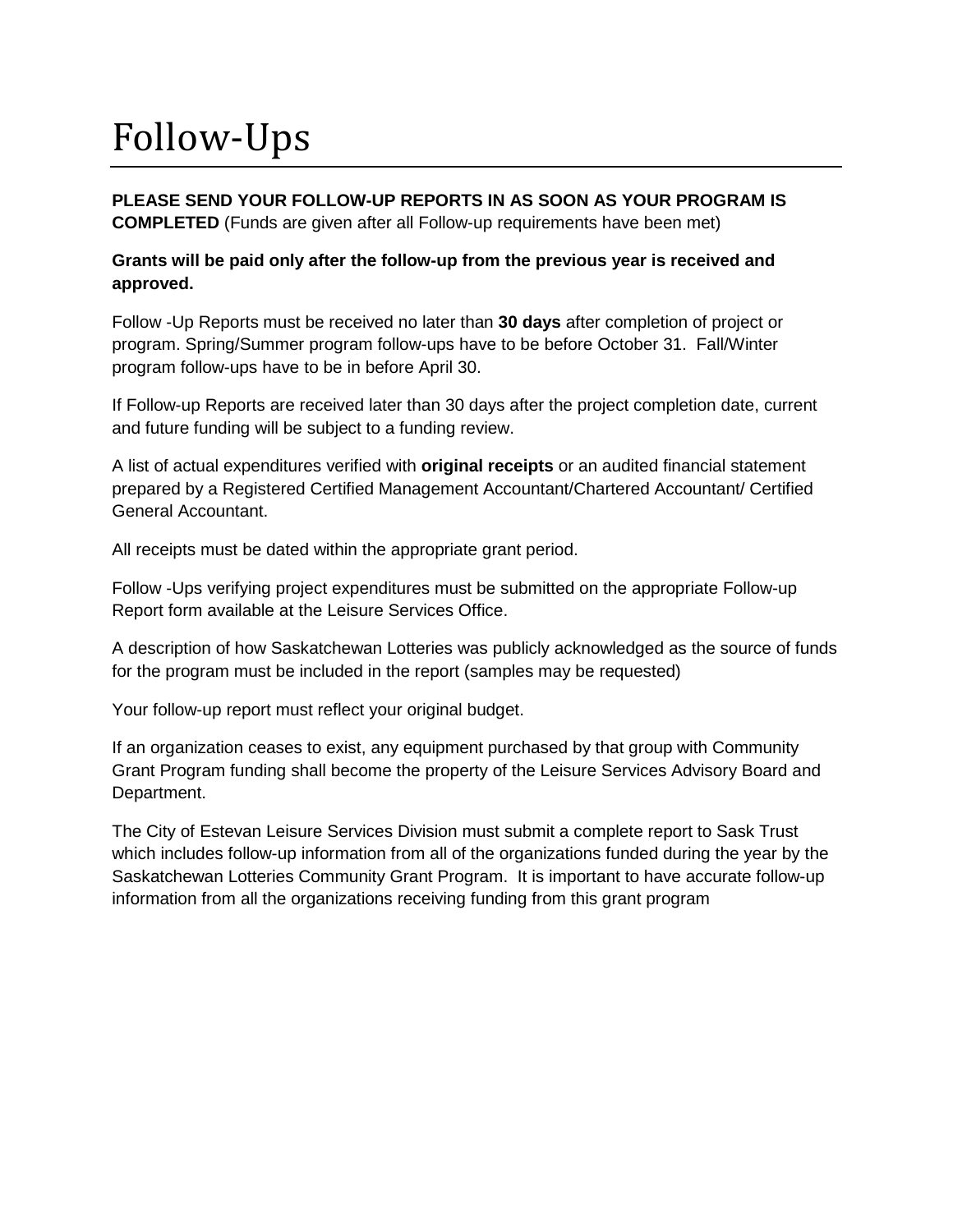# Follow-Ups

**PLEASE SEND YOUR FOLLOW-UP REPORTS IN AS SOON AS YOUR PROGRAM IS COMPLETED** (Funds are given after all Follow-up requirements have been met)

**Grants will be paid only after the follow-up from the previous year is received and approved.**

Follow -Up Reports must be received no later than **30 days** after completion of project or program. Spring/Summer program follow-ups have to be before October 31. Fall/Winter program follow-ups have to be in before April 30.

If Follow-up Reports are received later than 30 days after the project completion date, current and future funding will be subject to a funding review.

A list of actual expenditures verified with **original receipts** or an audited financial statement prepared by a Registered Certified Management Accountant/Chartered Accountant/ Certified General Accountant.

All receipts must be dated within the appropriate grant period.

Follow -Ups verifying project expenditures must be submitted on the appropriate Follow-up Report form available at the Leisure Services Office.

A description of how Saskatchewan Lotteries was publicly acknowledged as the source of funds for the program must be included in the report (samples may be requested)

Your follow-up report must reflect your original budget.

If an organization ceases to exist, any equipment purchased by that group with Community Grant Program funding shall become the property of the Leisure Services Advisory Board and Department.

The City of Estevan Leisure Services Division must submit a complete report to Sask Trust which includes follow-up information from all of the organizations funded during the year by the Saskatchewan Lotteries Community Grant Program. It is important to have accurate follow-up information from all the organizations receiving funding from this grant program